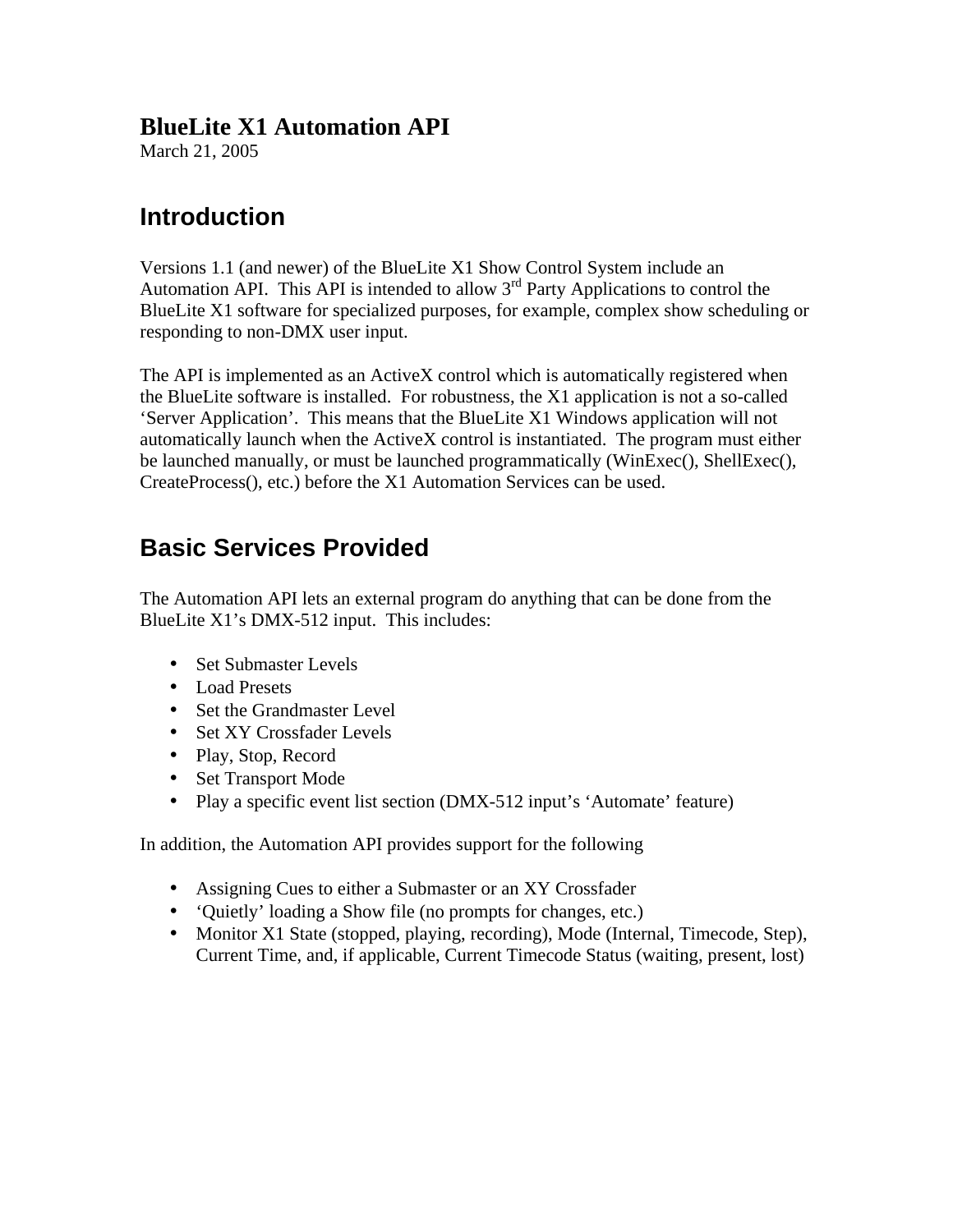# BlueLite X1 Automation API

March 21, 2005

## Introduction

Versions 1.1 (and newer) of the BlueLite X1 Show Control System include an Automation API. This API is intended to allow 3rd Party Applications to control the BlueLite X1 software for specialized purposes, for example, complex show scheduling or responding to non-DMX user input.

The API is implemented as an ActiveX control which is automatically registered when the BlueLite software is installed. For robustness, the X1 application is not a so-called 'Server Application'. This means that the BlueLite X1 Windows application will not automatically launch when the ActiveX control is instantiated. The program must either be launched manually, or must be launched programmatically (WinExec(), ShellExec(), CreateProcess(), etc.) before the X1 Automation Services can be used.

## Basic Services Provided

The Automation API lets an external program do anything that can be done from the BlueLite X1's DMX-512 input. This includes:

- Set Submaster Levels
- Load Presets
- Set the Grandmaster Level
- Set XY Crossfader Levels
- Play, Stop, Record
- Set Transport Mode
- Play a specific event list section (DMX-512 input's 'Automate' feature)

In addition, the Automation API provides support for the following

- Assigning Cues to either a Submaster or an XY Crossfader
- 'Quietly' loading a Show file (no prompts for changes, etc.)
- Monitor X1 State (stopped, playing, recording), Mode (Internal, Timecode, Step), Current Time, and, if applicable, Current Timecode Status (waiting, present, lost)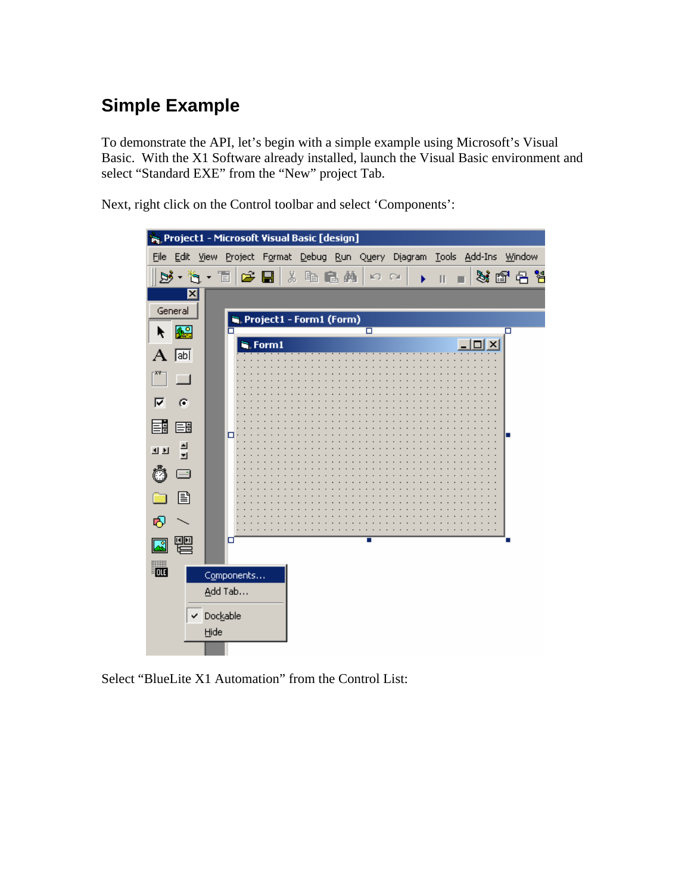## Simple Example

To demonstrate the API, let's begin with a simple example using Microsoft's Visual Basic. With the X1 Software already installed, launch the Visual Basic environment and select "Standard EXE" from the "New" project Tab.

Next, right click on the Control toolbar and select 'Components':

Select "BlueLite X1 Automation" from the Control List: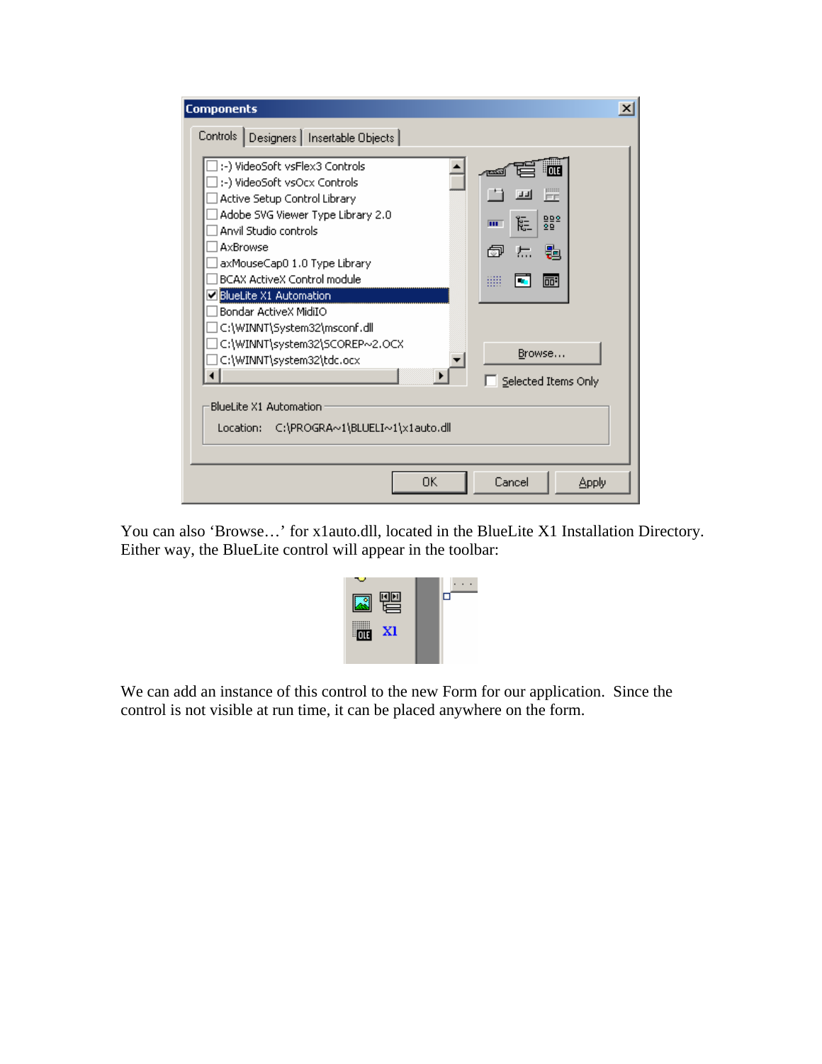You can also 'Browse…' for x1auto.dll, located in the BlueLite X1 Installation Directory. Either way, the BlueLite control will appear in the toolbar:

We can add an instance of this control to the new Form for our application. Since the control is not visible at run time, it can be placed anywhere on the form.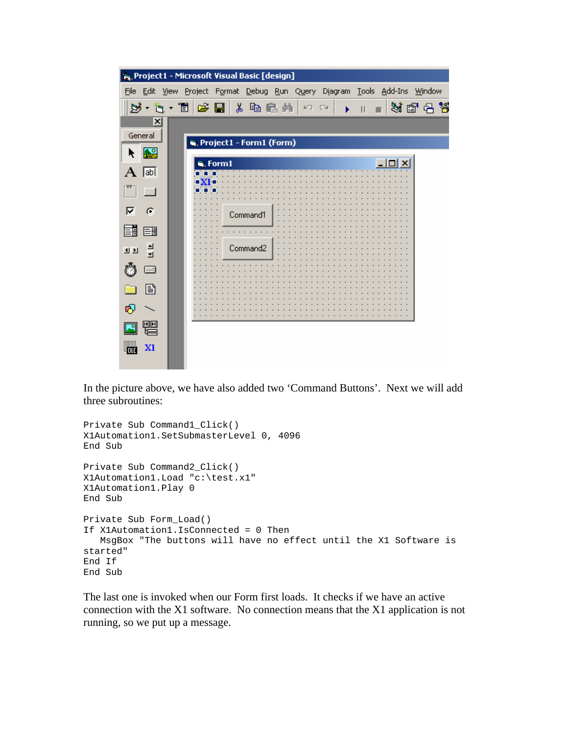In the picture above, we have also added two 'Command Buttons'. Next we will add three subroutines:

```
Private Sub Command1_Click()
X1Automation1.SetSubmasterLevel 0, 4096
End Sub

Private Sub Command2_Click()
X1Automation1.Load "c:\test.x1"
X1Automation1.Play 0
End Sub

Private Sub Form_Load()
If X1Automation1.IsConnected = 0 Then
   MsgBox "The buttons will have no effect until the X1 Software is
started"
End If
End Sub
```

The last one is invoked when our Form first loads. It checks if we have an active connection with the X1 software. No connection means that the X1 application is not running, so we put up a message.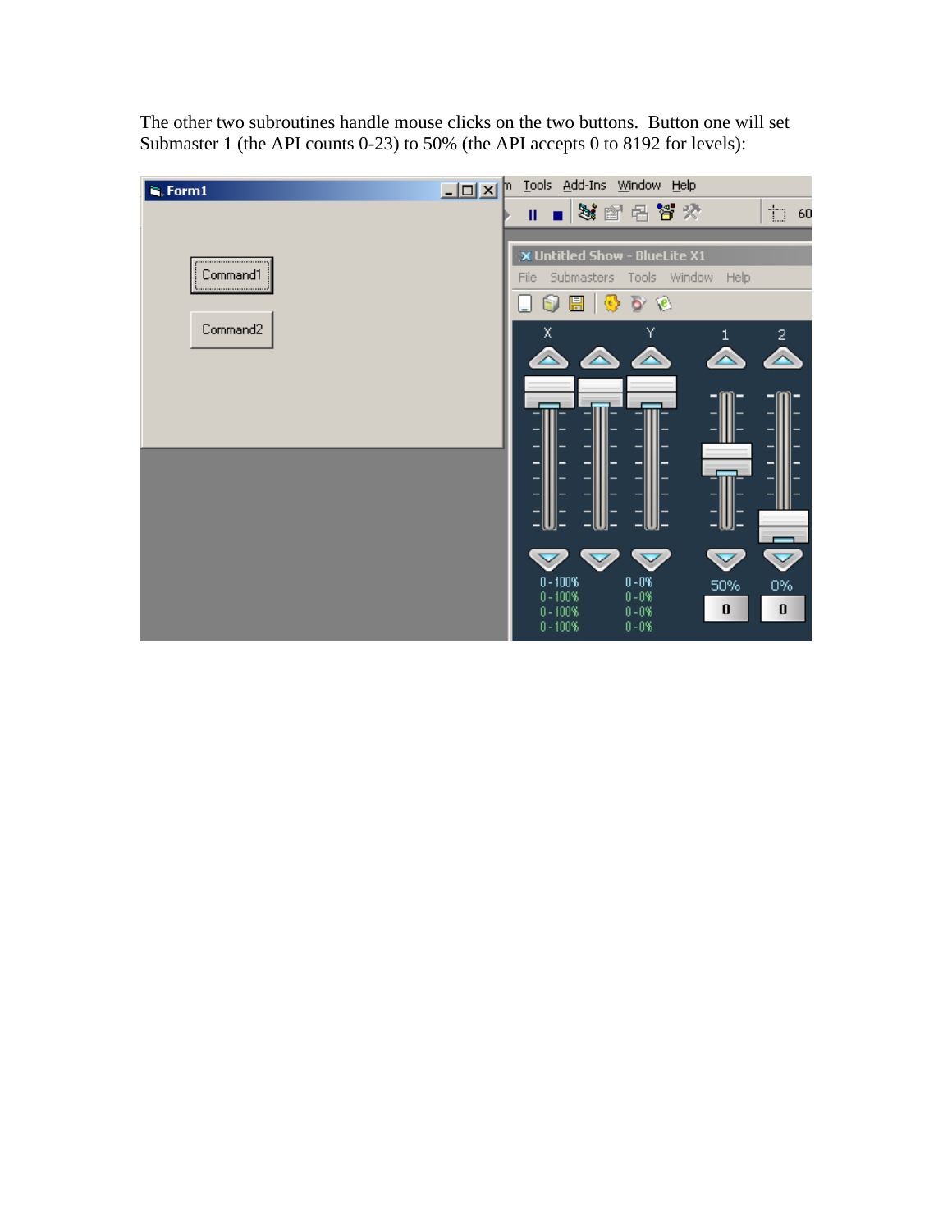The other two subroutines handle mouse clicks on the two buttons. Button one will set Submaster 1 (the API counts 0-23) to 50% (the API accepts 0 to 8192 for levels):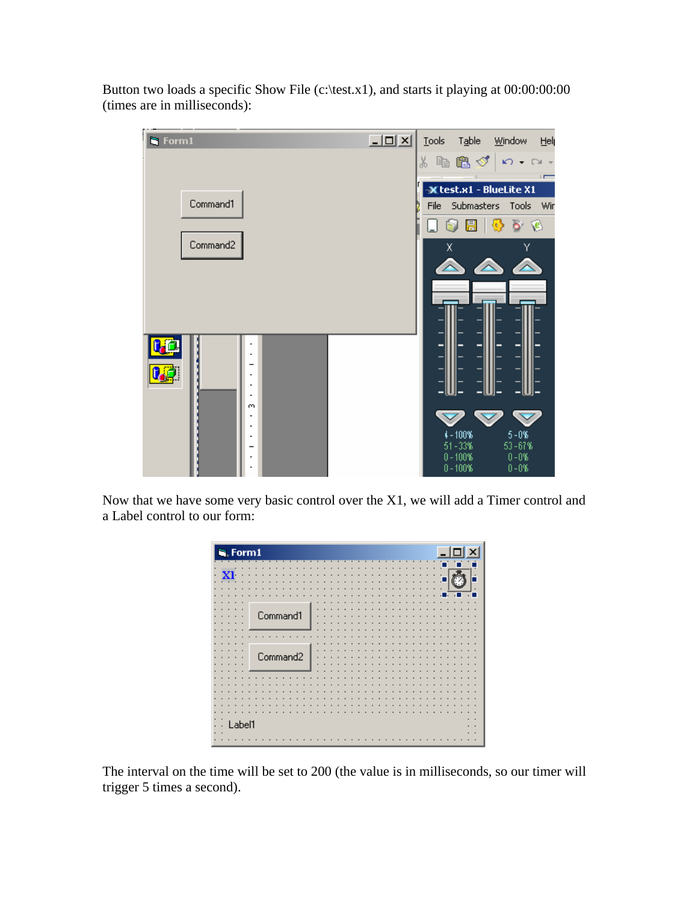Button two loads a specific Show File (c:\test.x1), and starts it playing at 00:00:00:00 (times are in milliseconds):

Now that we have some very basic control over the X1, we will add a Timer control and a Label control to our form:

The interval on the time will be set to 200 (the value is in milliseconds, so our timer will trigger 5 times a second).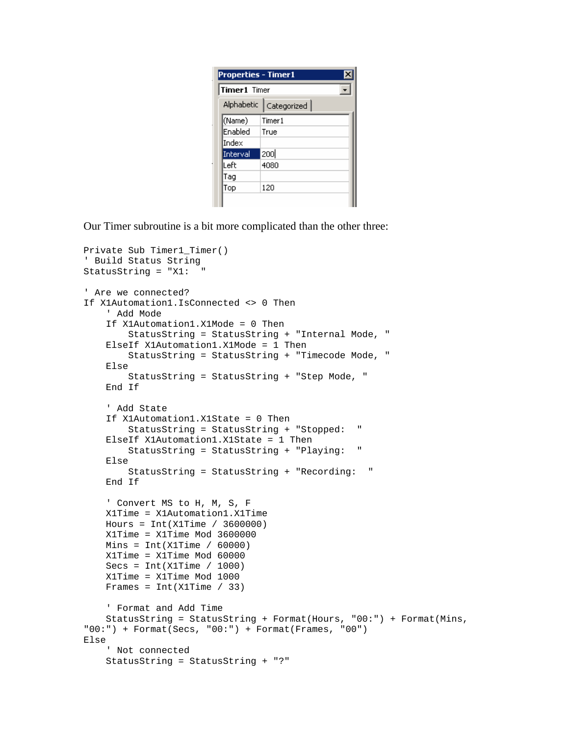**Properties - Timer1**

Timer1 Timer

| (Name) | Timer1 |
|---|---|
| Enabled | True |
| Index | |
| Interval | 200 |
| Left | 4080 |
| Tag | |
| Top | 120 |

Our Timer subroutine is a bit more complicated than the other three:

```
Private Sub Timer1_Timer()
' Build Status String
StatusString = "X1:  "

' Are we connected?
If X1Automation1.IsConnected <> 0 Then
    ' Add Mode
    If X1Automation1.X1Mode = 0 Then
        StatusString = StatusString + "Internal Mode, "
    ElseIf X1Automation1.X1Mode = 1 Then
        StatusString = StatusString + "Timecode Mode, "
    Else
        StatusString = StatusString + "Step Mode, "
    End If

    ' Add State
    If X1Automation1.X1State = 0 Then
        StatusString = StatusString + "Stopped:  "
    ElseIf X1Automation1.X1State = 1 Then
        StatusString = StatusString + "Playing:  "
    Else
        StatusString = StatusString + "Recording:  "
    End If

    ' Convert MS to H, M, S, F
    X1Time = X1Automation1.X1Time
    Hours = Int(X1Time / 3600000)
    X1Time = X1Time Mod 3600000
    Mins = Int(X1Time / 60000)
    X1Time = X1Time Mod 60000
    Secs = Int(X1Time / 1000)
    X1Time = X1Time Mod 1000
    Frames = Int(X1Time / 33)

    ' Format and Add Time
    StatusString = StatusString + Format(Hours, "00:") + Format(Mins,
"00:") + Format(Secs, "00:") + Format(Frames, "00")
Else
    ' Not connected
    StatusString = StatusString + "?"
```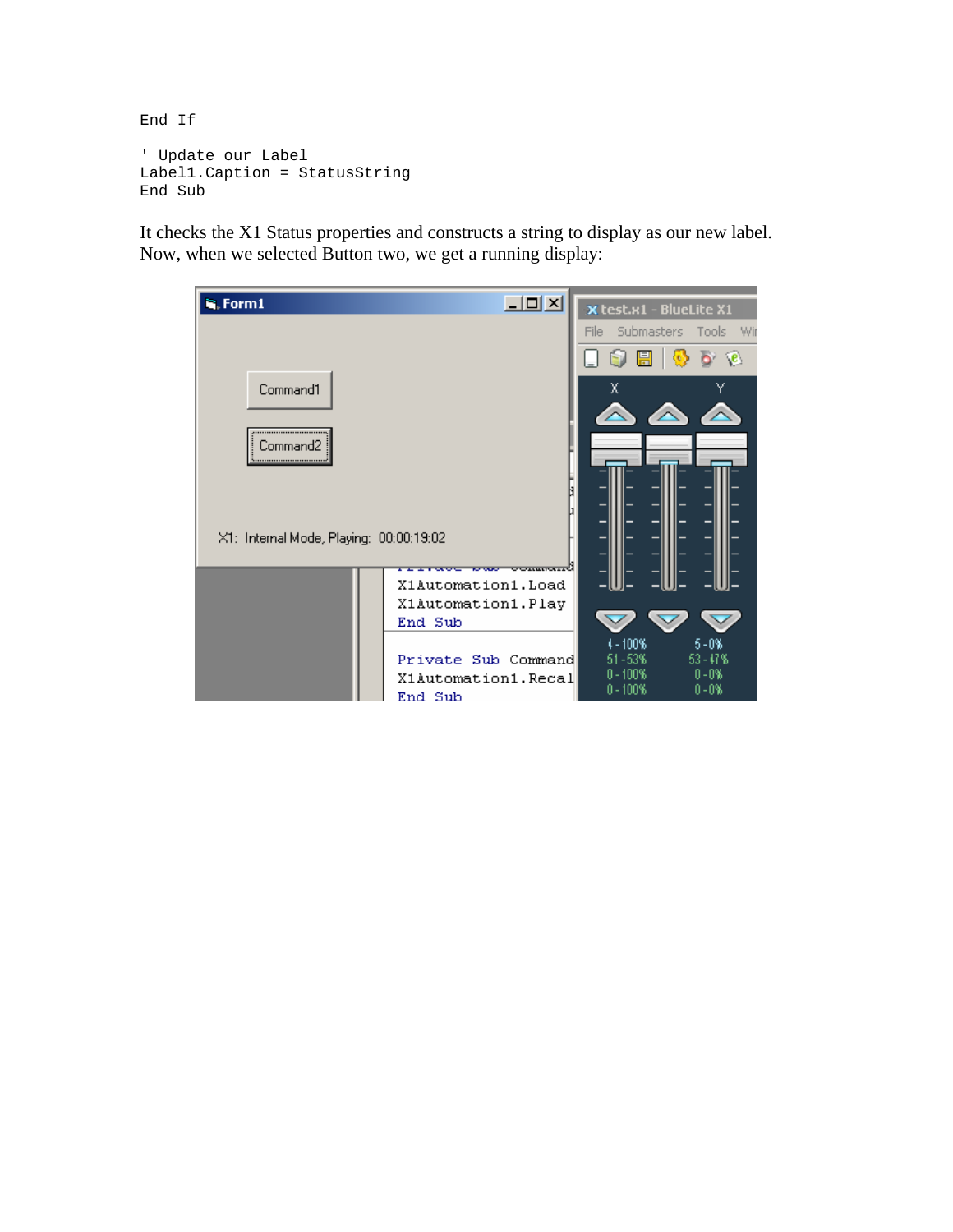```
End If

' Update our Label
Label1.Caption = StatusString
End Sub
```

It checks the X1 Status properties and constructs a string to display as our new label. Now, when we selected Button two, we get a running display: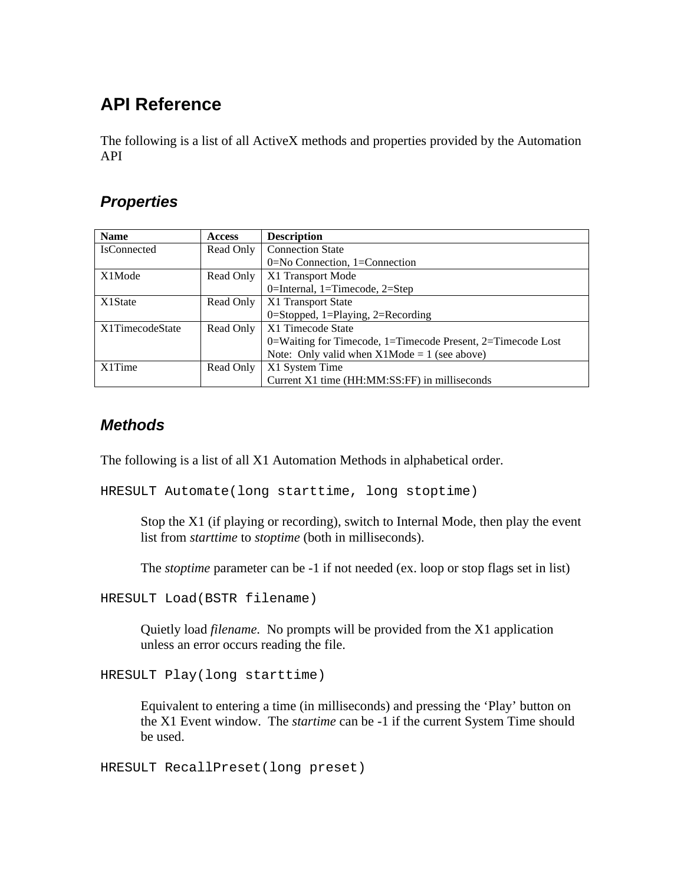## API Reference

The following is a list of all ActiveX methods and properties provided by the Automation API

### *Properties*

| Name | Access | Description |
|---|---|---|
| IsConnected | Read Only | Connection State<br>0=No Connection, 1=Connection |
| X1Mode | Read Only | X1 Transport Mode<br>0=Internal, 1=Timecode, 2=Step |
| X1State | Read Only | X1 Transport State<br>0=Stopped, 1=Playing, 2=Recording |
| X1TimecodeState | Read Only | X1 Timecode State<br>0=Waiting for Timecode, 1=Timecode Present, 2=Timecode Lost<br>Note: Only valid when X1Mode = 1 (see above) |
| X1Time | Read Only | X1 System Time<br>Current X1 time (HH:MM:SS:FF) in milliseconds |

### *Methods*

The following is a list of all X1 Automation Methods in alphabetical order.

```
HRESULT Automate(long starttime, long stoptime)
```

Stop the X1 (if playing or recording), switch to Internal Mode, then play the event list from *starttime* to *stoptime* (both in milliseconds).

The *stoptime* parameter can be -1 if not needed (ex. loop or stop flags set in list)

```
HRESULT Load(BSTR filename)
```

Quietly load *filename*. No prompts will be provided from the X1 application unless an error occurs reading the file.

```
HRESULT Play(long starttime)
```

Equivalent to entering a time (in milliseconds) and pressing the 'Play' button on the X1 Event window. The *startime* can be -1 if the current System Time should be used.

```
HRESULT RecallPreset(long preset)
```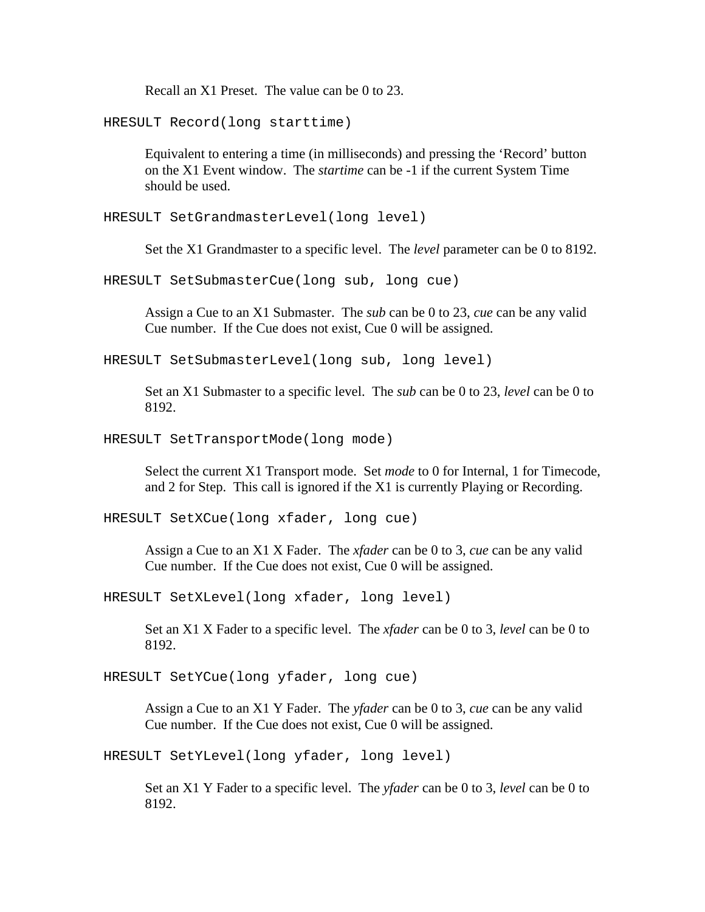Recall an X1 Preset. The value can be 0 to 23.

```
HRESULT Record(long starttime)
```

Equivalent to entering a time (in milliseconds) and pressing the 'Record' button on the X1 Event window. The *startime* can be -1 if the current System Time should be used.

```
HRESULT SetGrandmasterLevel(long level)
```

Set the X1 Grandmaster to a specific level. The *level* parameter can be 0 to 8192.

```
HRESULT SetSubmasterCue(long sub, long cue)
```

Assign a Cue to an X1 Submaster. The *sub* can be 0 to 23, *cue* can be any valid Cue number. If the Cue does not exist, Cue 0 will be assigned.

```
HRESULT SetSubmasterLevel(long sub, long level)
```

Set an X1 Submaster to a specific level. The *sub* can be 0 to 23, *level* can be 0 to 8192.

```
HRESULT SetTransportMode(long mode)
```

Select the current X1 Transport mode. Set *mode* to 0 for Internal, 1 for Timecode, and 2 for Step. This call is ignored if the X1 is currently Playing or Recording.

```
HRESULT SetXCue(long xfader, long cue)
```

Assign a Cue to an X1 X Fader. The *xfader* can be 0 to 3, *cue* can be any valid Cue number. If the Cue does not exist, Cue 0 will be assigned.

```
HRESULT SetXLevel(long xfader, long level)
```

Set an X1 X Fader to a specific level. The *xfader* can be 0 to 3, *level* can be 0 to 8192.

```
HRESULT SetYCue(long yfader, long cue)
```

Assign a Cue to an X1 Y Fader. The *yfader* can be 0 to 3, *cue* can be any valid Cue number. If the Cue does not exist, Cue 0 will be assigned.

```
HRESULT SetYLevel(long yfader, long level)
```

Set an X1 Y Fader to a specific level. The *yfader* can be 0 to 3, *level* can be 0 to 8192.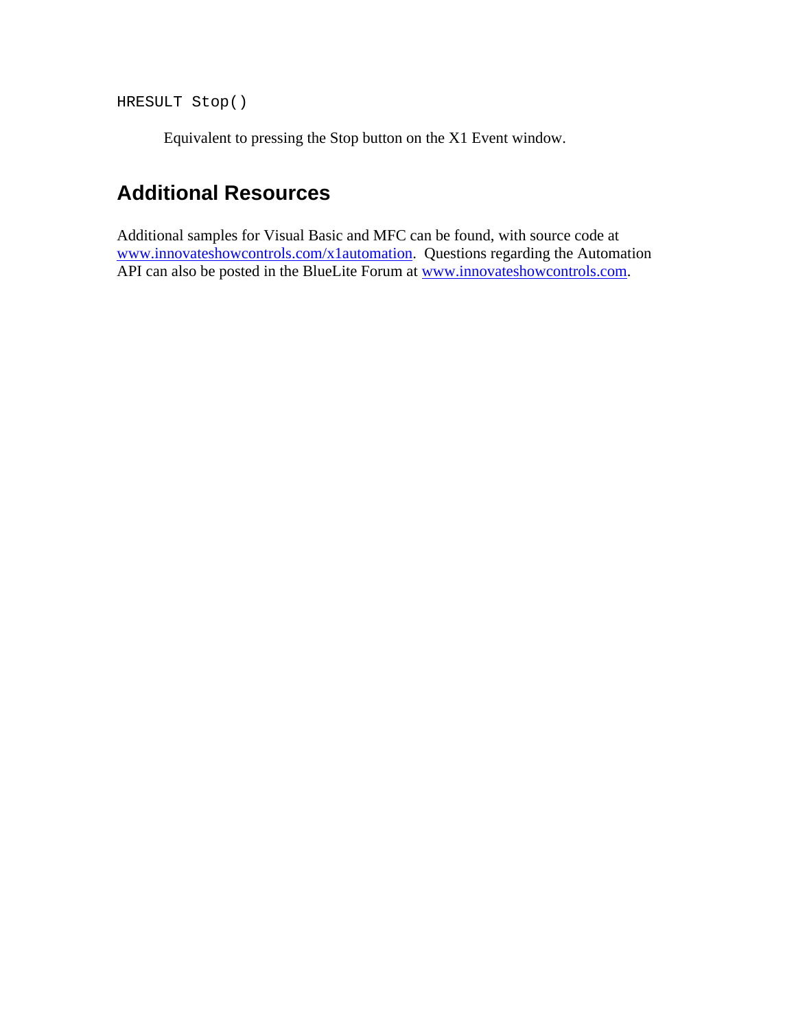```
HRESULT Stop()
```

Equivalent to pressing the Stop button on the X1 Event window.

## Additional Resources

Additional samples for Visual Basic and MFC can be found, with source code at [www.innovateshowcontrols.com/x1automation](www.innovateshowcontrols.com/x1automation). Questions regarding the Automation API can also be posted in the BlueLite Forum at [www.innovateshowcontrols.com](www.innovateshowcontrols.com).